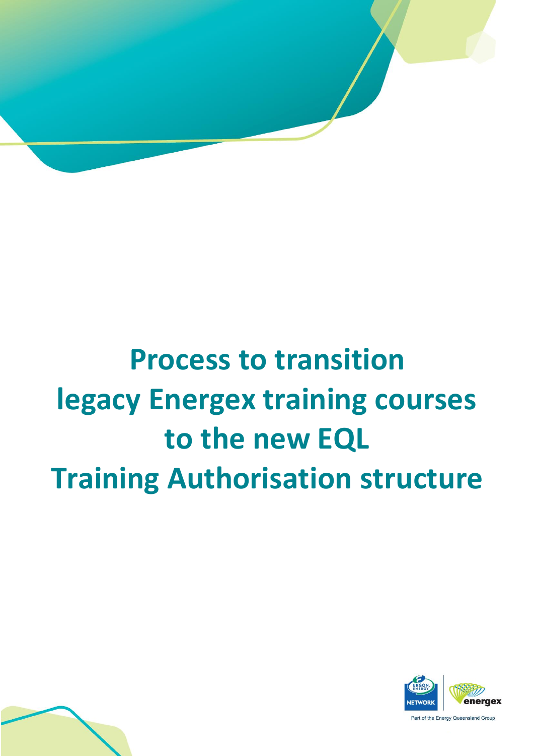# Process to transition legacy Energex training courses to the new EQL Training Authorisation structure

Part of the Energy Queensland Group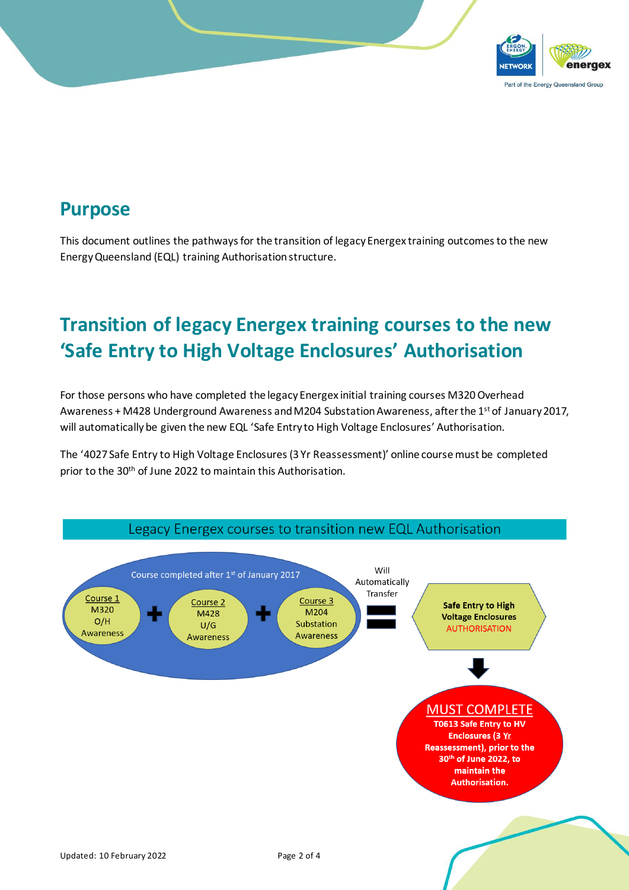## Purpose

This document outlines the pathways for the transition of legacy Energex training outcomes to the new Energy Queensland (EQL) training Authorisation structure.

## Transition of legacy Energex training courses to the new 'Safe Entry to High Voltage Enclosures' Authorisation

For those persons who have completed the legacy Energex initial training courses M320 Overhead Awareness + M428 Underground Awareness and M204 Substation Awareness, after the 1st of January 2017, will automatically be given the new EQL 'Safe Entry to High Voltage Enclosures' Authorisation.

The '4027 Safe Entry to High Voltage Enclosures (3 Yr Reassessment)' online course must be completed prior to the 30th of June 2022 to maintain this Authorisation.

**Legacy Energex courses to transition new EQL Authorisation**

Course completed after 1st of January 2017:

Course 1 M320 O/H Awareness + Course 2 M428 U/G Awareness + Course 3 M204 Substation Awareness

Will Automatically Transfer =

**Safe Entry to High Voltage Enclosures AUTHORISATION**

↓

**MUST COMPLETE**
**T0613 Safe Entry to HV Enclosures (3 Yr Reassessment), prior to the 30th of June 2022, to maintain the Authorisation.**

Updated: 10 February 2022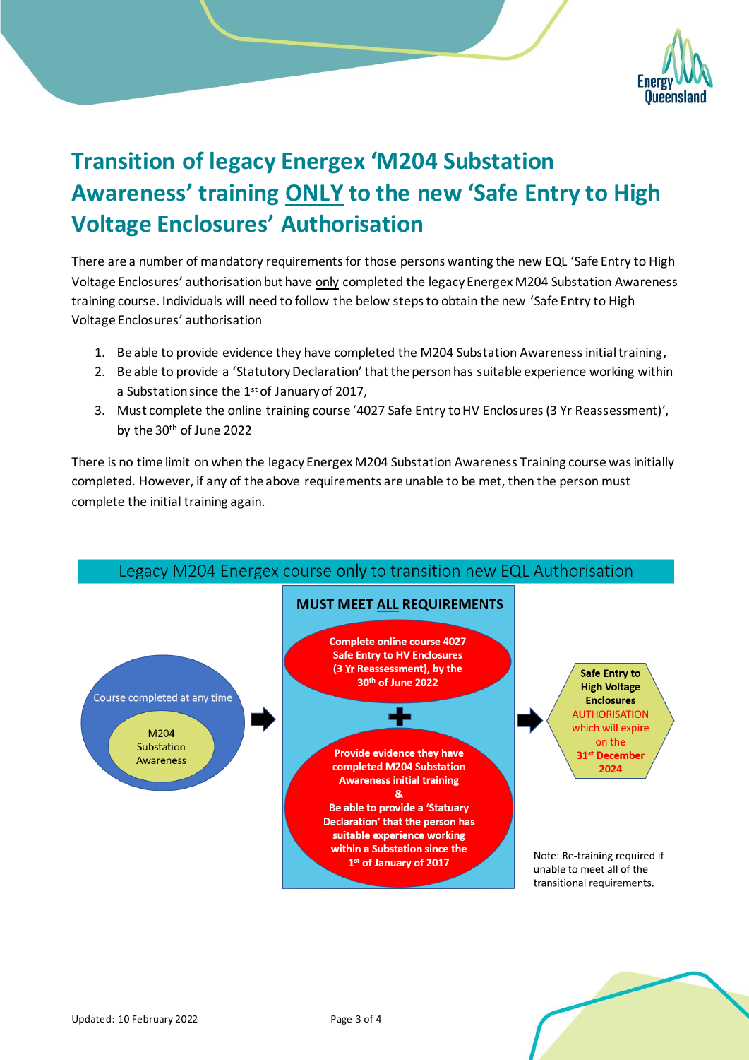# Transition of legacy Energex 'M204 Substation Awareness' training ONLY to the new 'Safe Entry to High Voltage Enclosures' Authorisation

There are a number of mandatory requirements for those persons wanting the new EQL 'Safe Entry to High Voltage Enclosures' authorisation but have only completed the legacy Energex M204 Substation Awareness training course. Individuals will need to follow the below steps to obtain the new 'Safe Entry to High Voltage Enclosures' authorisation

1. Be able to provide evidence they have completed the M204 Substation Awareness initial training,
2. Be able to provide a 'Statutory Declaration' that the person has suitable experience working within a Substation since the 1st of January of 2017,
3. Must complete the online training course '4027 Safe Entry to HV Enclosures (3 Yr Reassessment)', by the 30th of June 2022

There is no time limit on when the legacy Energex M204 Substation Awareness Training course was initially completed. However, if any of the above requirements are unable to be met, then the person must complete the initial training again.

## Legacy M204 Energex course only to transition new EQL Authorisation

Course completed at any time

M204 Substation Awareness

**MUST MEET ALL REQUIREMENTS**

**Complete online course 4027 Safe Entry to HV Enclosures (3 Yr Reassessment), by the 30th of June 2022**

**+**

**Provide evidence they have completed M204 Substation Awareness initial training**

**&**

**Be able to provide a 'Statuary Declaration' that the person has suitable experience working within a Substation since the 1st of January of 2017**

**Safe Entry to High Voltage Enclosures** AUTHORISATION which will expire on the **31st December 2024**

Note: Re-training required if unable to meet all of the transitional requirements.

Updated: 10 February 2022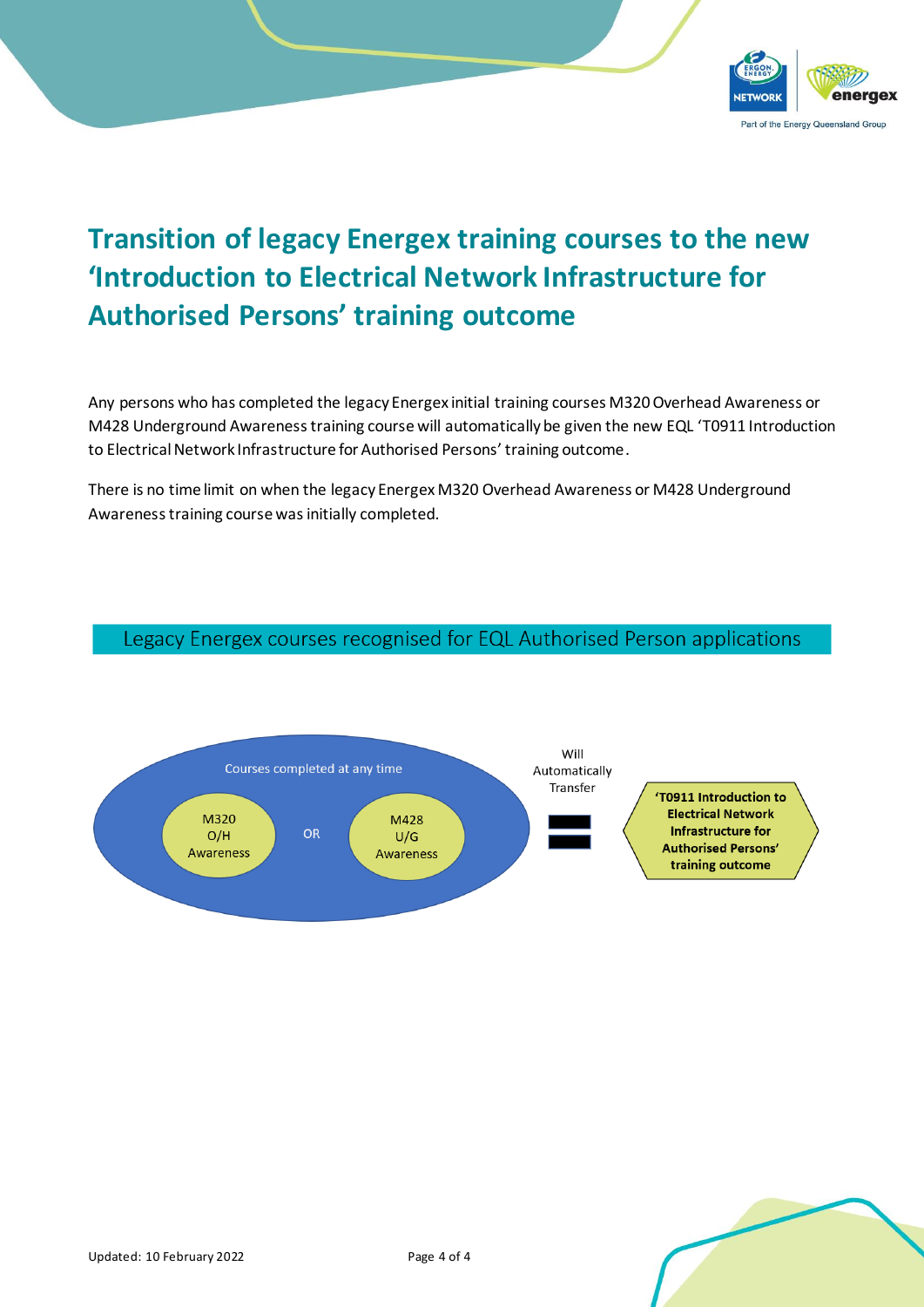# Transition of legacy Energex training courses to the new 'Introduction to Electrical Network Infrastructure for Authorised Persons' training outcome

Any persons who has completed the legacy Energex initial training courses M320 Overhead Awareness or M428 Underground Awareness training course will automatically be given the new EQL 'T0911 Introduction to Electrical Network Infrastructure for Authorised Persons' training outcome.

There is no time limit on when the legacy Energex M320 Overhead Awareness or M428 Underground Awareness training course was initially completed.

## Legacy Energex courses recognised for EQL Authorised Person applications

Courses completed at any time

M320 O/H Awareness

OR

M428 U/G Awareness

Will Automatically Transfer

=

**'T0911 Introduction to Electrical Network Infrastructure for Authorised Persons' training outcome**

Updated: 10 February 2022